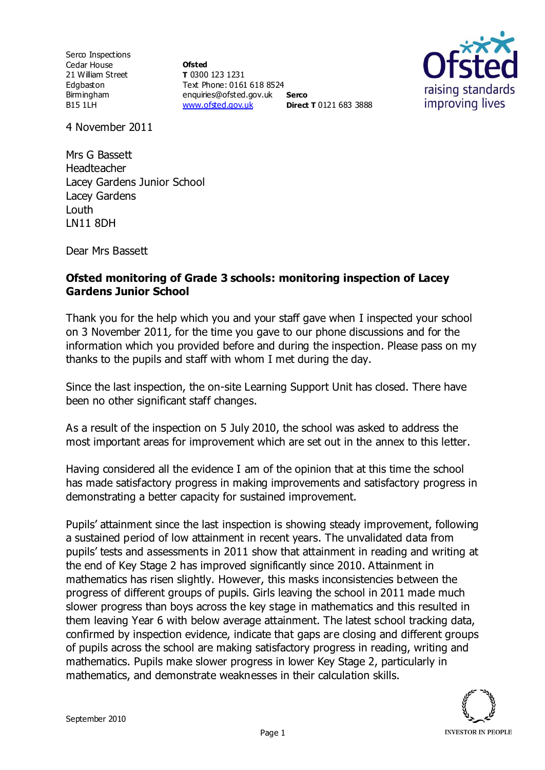Serco Inspections
Cedar House
21 William Street
Edgbaston
Birmingham
B15 1LH

**Ofsted**
**T** 0300 123 1231
Text Phone: 0161 618 8524
enquiries@ofsted.gov.uk
www.ofsted.gov.uk

**Serco**
**Direct T** 0121 683 3888

4 November 2011

Mrs G Bassett
Headteacher
Lacey Gardens Junior School
Lacey Gardens
Louth
LN11 8DH

Dear Mrs Bassett

**Ofsted monitoring of Grade 3 schools: monitoring inspection of Lacey Gardens Junior School**

Thank you for the help which you and your staff gave when I inspected your school on 3 November 2011*,* for the time you gave to our phone discussions and for the information which you provided before and during the inspection*.* Please pass on my thanks to the pupils and staff with whom I met during the day.

Since the last inspection, the on-site Learning Support Unit has closed. There have been no other significant staff changes.

As a result of the inspection on 5 July 2010, the school was asked to address the most important areas for improvement which are set out in the annex to this letter.

Having considered all the evidence I am of the opinion that at this time the school has made satisfactory progress in making improvements and satisfactory progress in demonstrating a better capacity for sustained improvement.

Pupils' attainment since the last inspection is showing steady improvement, following a sustained period of low attainment in recent years. The unvalidated data from pupils' tests and assessments in 2011 show that attainment in reading and writing at the end of Key Stage 2 has improved significantly since 2010. Attainment in mathematics has risen slightly. However, this masks inconsistencies between the progress of different groups of pupils. Girls leaving the school in 2011 made much slower progress than boys across the key stage in mathematics and this resulted in them leaving Year 6 with below average attainment. The latest school tracking data, confirmed by inspection evidence, indicate that gaps are closing and different groups of pupils across the school are making satisfactory progress in reading, writing and mathematics. Pupils make slower progress in lower Key Stage 2, particularly in mathematics, and demonstrate weaknesses in their calculation skills.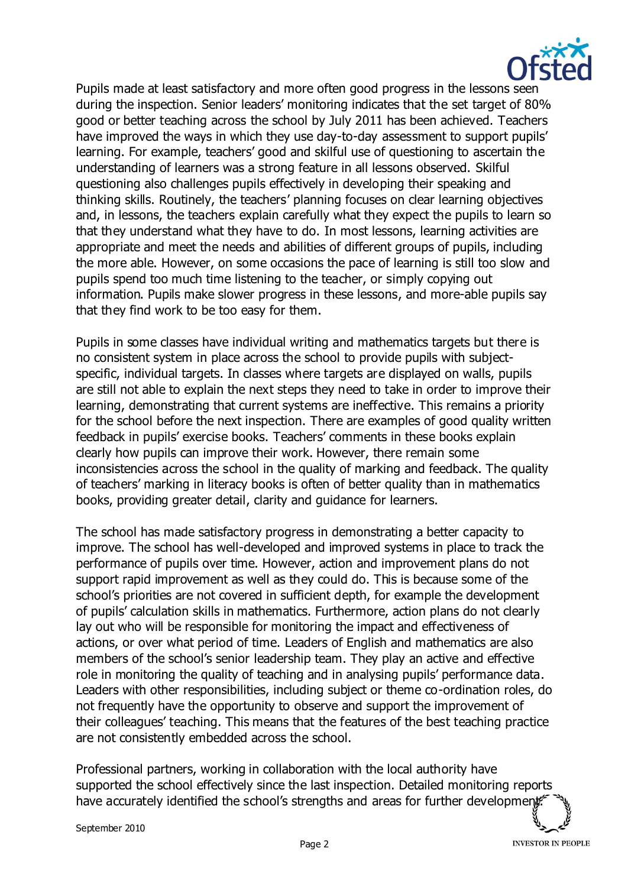Pupils made at least satisfactory and more often good progress in the lessons seen during the inspection. Senior leaders' monitoring indicates that the set target of 80% good or better teaching across the school by July 2011 has been achieved. Teachers have improved the ways in which they use day-to-day assessment to support pupils' learning. For example, teachers' good and skilful use of questioning to ascertain the understanding of learners was a strong feature in all lessons observed. Skilful questioning also challenges pupils effectively in developing their speaking and thinking skills. Routinely, the teachers' planning focuses on clear learning objectives and, in lessons, the teachers explain carefully what they expect the pupils to learn so that they understand what they have to do. In most lessons, learning activities are appropriate and meet the needs and abilities of different groups of pupils, including the more able. However, on some occasions the pace of learning is still too slow and pupils spend too much time listening to the teacher, or simply copying out information. Pupils make slower progress in these lessons, and more-able pupils say that they find work to be too easy for them.

Pupils in some classes have individual writing and mathematics targets but there is no consistent system in place across the school to provide pupils with subject-specific, individual targets. In classes where targets are displayed on walls, pupils are still not able to explain the next steps they need to take in order to improve their learning, demonstrating that current systems are ineffective. This remains a priority for the school before the next inspection. There are examples of good quality written feedback in pupils' exercise books. Teachers' comments in these books explain clearly how pupils can improve their work. However, there remain some inconsistencies across the school in the quality of marking and feedback. The quality of teachers' marking in literacy books is often of better quality than in mathematics books, providing greater detail, clarity and guidance for learners.

The school has made satisfactory progress in demonstrating a better capacity to improve. The school has well-developed and improved systems in place to track the performance of pupils over time. However, action and improvement plans do not support rapid improvement as well as they could do. This is because some of the school's priorities are not covered in sufficient depth, for example the development of pupils' calculation skills in mathematics. Furthermore, action plans do not clearly lay out who will be responsible for monitoring the impact and effectiveness of actions, or over what period of time. Leaders of English and mathematics are also members of the school's senior leadership team. They play an active and effective role in monitoring the quality of teaching and in analysing pupils' performance data. Leaders with other responsibilities, including subject or theme co-ordination roles, do not frequently have the opportunity to observe and support the improvement of their colleagues' teaching. This means that the features of the best teaching practice are not consistently embedded across the school.

Professional partners, working in collaboration with the local authority have supported the school effectively since the last inspection. Detailed monitoring reports have accurately identified the school's strengths and areas for further development.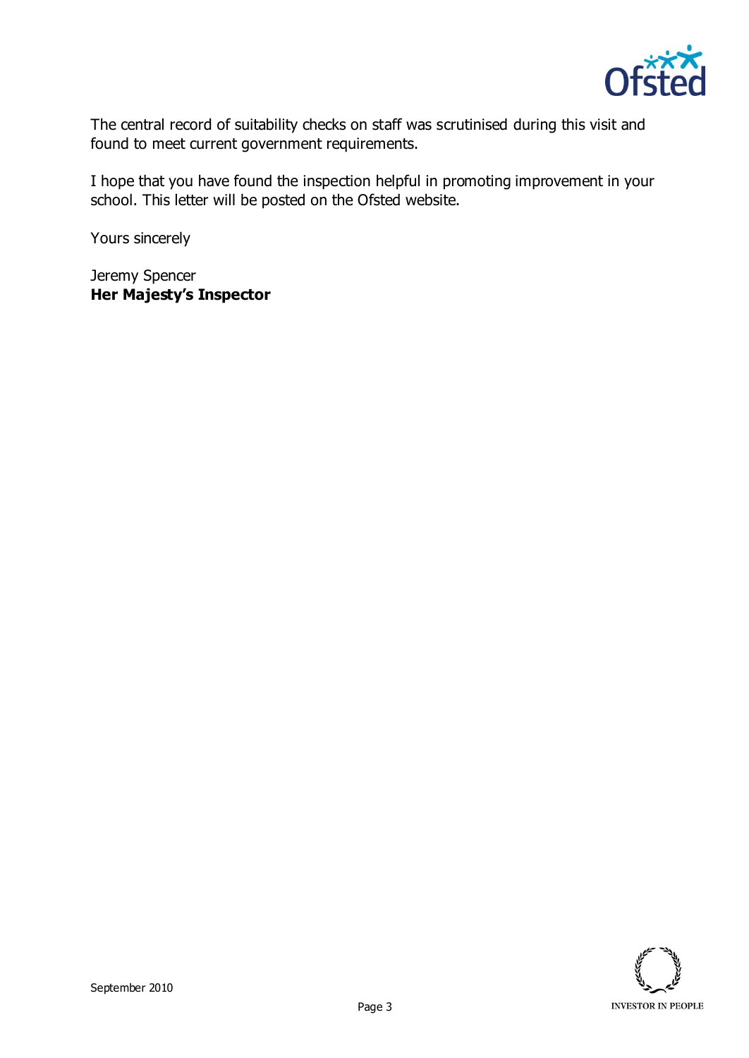The central record of suitability checks on staff was scrutinised during this visit and found to meet current government requirements.

I hope that you have found the inspection helpful in promoting improvement in your school. This letter will be posted on the Ofsted website.

Yours sincerely

Jeremy Spencer
**Her Majesty's Inspector**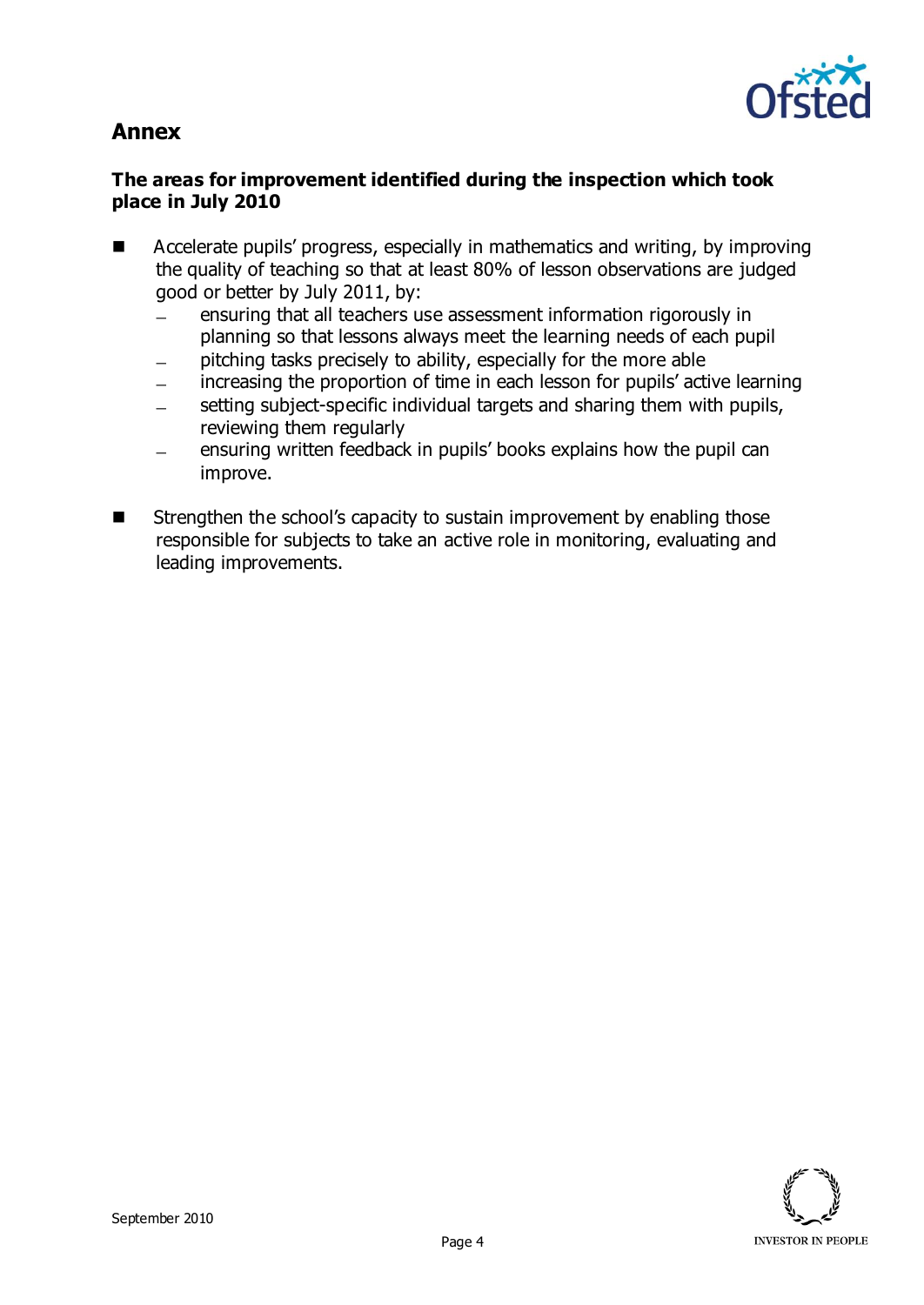## Annex

### The areas for improvement identified during the inspection which took place in July 2010

- Accelerate pupils' progress, especially in mathematics and writing, by improving the quality of teaching so that at least 80% of lesson observations are judged good or better by July 2011, by:
  - ensuring that all teachers use assessment information rigorously in planning so that lessons always meet the learning needs of each pupil
  - pitching tasks precisely to ability, especially for the more able
  - increasing the proportion of time in each lesson for pupils' active learning
  - setting subject-specific individual targets and sharing them with pupils, reviewing them regularly
  - ensuring written feedback in pupils' books explains how the pupil can improve.

- Strengthen the school's capacity to sustain improvement by enabling those responsible for subjects to take an active role in monitoring, evaluating and leading improvements.